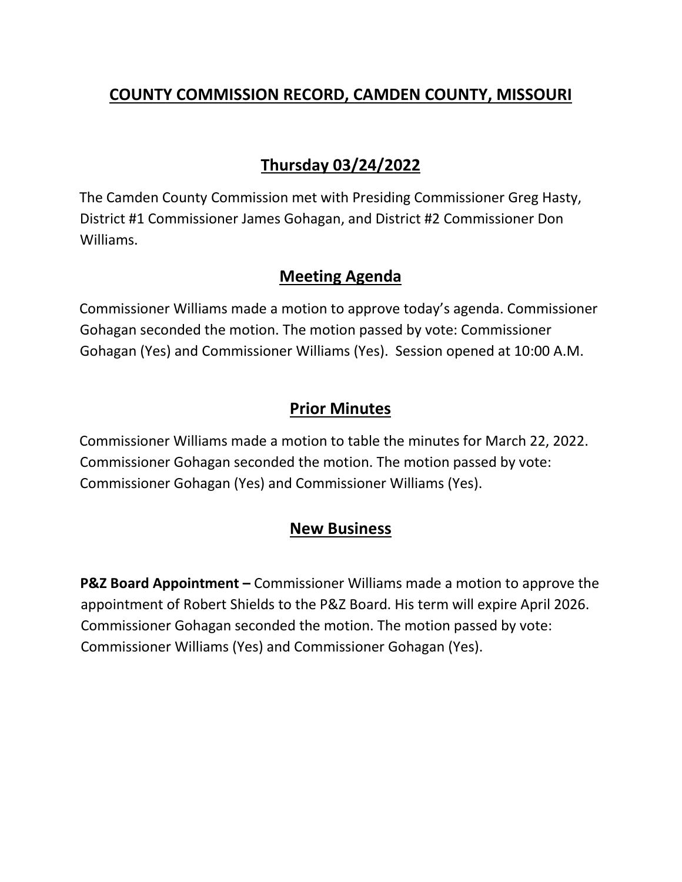# COUNTY COMMISSION RECORD, CAMDEN COUNTY, MISSOURI

## Thursday 03/24/2022

The Camden County Commission met with Presiding Commissioner Greg Hasty, District #1 Commissioner James Gohagan, and District #2 Commissioner Don Williams.

## Meeting Agenda

Commissioner Williams made a motion to approve today's agenda. Commissioner Gohagan seconded the motion. The motion passed by vote: Commissioner Gohagan (Yes) and Commissioner Williams (Yes). Session opened at 10:00 A.M.

## Prior Minutes

Commissioner Williams made a motion to table the minutes for March 22, 2022. Commissioner Gohagan seconded the motion. The motion passed by vote: Commissioner Gohagan (Yes) and Commissioner Williams (Yes).

## New Business

**P&Z Board Appointment –** Commissioner Williams made a motion to approve the appointment of Robert Shields to the P&Z Board. His term will expire April 2026. Commissioner Gohagan seconded the motion. The motion passed by vote: Commissioner Williams (Yes) and Commissioner Gohagan (Yes).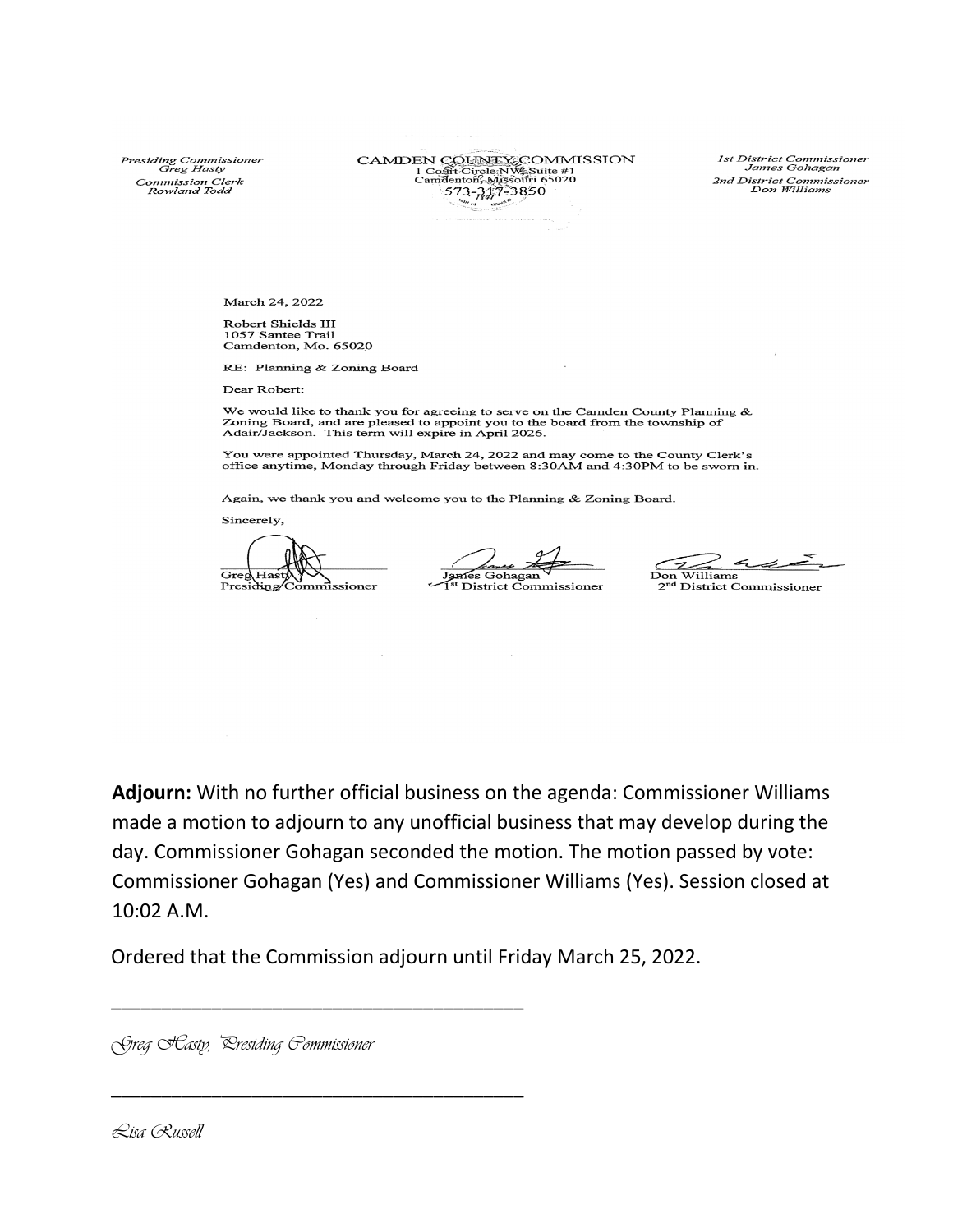Presiding Commissioner
Greg Hasty
Commission Clerk
Rowland Todd

CAMDEN COUNTY COMMISSION
1 Court Circle NW, Suite #1
Camdenton, Missouri 65020
573-317-3850

1st District Commissioner
James Gohagan
2nd District Commissioner
Don Williams

March 24, 2022

Robert Shields III
1057 Santee Trail
Camdenton, Mo. 65020

RE: Planning & Zoning Board

Dear Robert:

We would like to thank you for agreeing to serve on the Camden County Planning & Zoning Board, and are pleased to appoint you to the board from the township of Adair/Jackson. This term will expire in April 2026.

You were appointed Thursday, March 24, 2022 and may come to the County Clerk's office anytime, Monday through Friday between 8:30AM and 4:30PM to be sworn in.

Again, we thank you and welcome you to the Planning & Zoning Board.

Sincerely,

Greg Hasty
Presiding Commissioner

James Gohagan
1st District Commissioner

Don Williams
2nd District Commissioner

**Adjourn:** With no further official business on the agenda: Commissioner Williams made a motion to adjourn to any unofficial business that may develop during the day. Commissioner Gohagan seconded the motion. The motion passed by vote: Commissioner Gohagan (Yes) and Commissioner Williams (Yes). Session closed at 10:02 A.M.

Ordered that the Commission adjourn until Friday March 25, 2022.

___________________________________________

*Greg Hasty, Presiding Commissioner*

___________________________________________

*Lisa Russell*